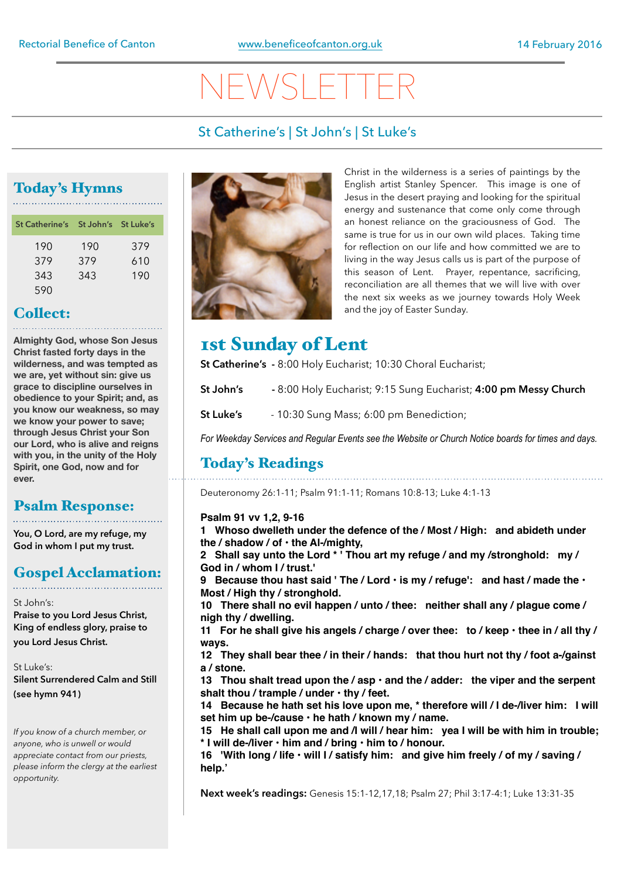Rectorial Benefice of Canton | www.beneficeofcanton.org.uk | 14 February 2016

# NEWSLETTER

St Catherine's | St John's | St Luke's

## Today's Hymns

| St Catherine's | St John's | St Luke's |
|---|---|---|
| 190 | 190 | 379 |
| 379 | 379 | 610 |
| 343 | 343 | 190 |
| 590 | | |

## Collect:

**Almighty God, whose Son Jesus Christ fasted forty days in the wilderness, and was tempted as we are, yet without sin: give us grace to discipline ourselves in obedience to your Spirit; and, as you know our weakness, so may we know your power to save; through Jesus Christ your Son our Lord, who is alive and reigns with you, in the unity of the Holy Spirit, one God, now and for ever.**

## Psalm Response:

**You, O Lord, are my refuge, my God in whom I put my trust.**

## Gospel Acclamation:

St John's:
**Praise to you Lord Jesus Christ, King of endless glory, praise to you Lord Jesus Christ.**

St Luke's:
**Silent Surrendered Calm and Still (see hymn 941)**

*If you know of a church member, or anyone, who is unwell or would appreciate contact from our priests, please inform the clergy at the earliest opportunity.*

Christ in the wilderness is a series of paintings by the English artist Stanley Spencer. This image is one of Jesus in the desert praying and looking for the spiritual energy and sustenance that come only come through an honest reliance on the graciousness of God. The same is true for us in our own wild places. Taking time for reflection on our life and how committed we are to living in the way Jesus calls us is part of the purpose of this season of Lent. Prayer, repentance, sacrificing, reconciliation are all themes that we will live with over the next six weeks as we journey towards Holy Week and the joy of Easter Sunday.

## 1st Sunday of Lent

**St Catherine's** - 8:00 Holy Eucharist; 10:30 Choral Eucharist;

**St John's** - 8:00 Holy Eucharist; 9:15 Sung Eucharist; **4:00 pm Messy Church**

**St Luke's** - 10:30 Sung Mass; 6:00 pm Benediction;

*For Weekday Services and Regular Events see the Website or Church Notice boards for times and days.*

## Today's Readings

Deuteronomy 26:1-11; Psalm 91:1-11; Romans 10:8-13; Luke 4:1-13

**Psalm 91 vv 1,2, 9-16**

**1 Whoso dwelleth under the defence of the / Most / High: and abideth under the / shadow / of · the Al-/mighty,**

**2 Shall say unto the Lord * ' Thou art my refuge / and my /stronghold: my / God in / whom I / trust.'**

**9 Because thou hast said ' The / Lord · is my / refuge': and hast / made the · Most / High thy / stronghold.**

**10 There shall no evil happen / unto / thee: neither shall any / plague come / nigh thy / dwelling.**

**11 For he shall give his angels / charge / over thee: to / keep · thee in / all thy / ways.**

**12 They shall bear thee / in their / hands: that thou hurt not thy / foot a-/gainst a / stone.**

**13 Thou shalt tread upon the / asp · and the / adder: the viper and the serpent shalt thou / trample / under · thy / feet.**

**14 Because he hath set his love upon me, * therefore will / I de-/liver him: I will set him up be-/cause · he hath / known my / name.**

**15 He shall call upon me and /I will / hear him: yea I will be with him in trouble; * I will de-/liver · him and / bring · him to / honour.**

**16 'With long / life · will I / satisfy him: and give him freely / of my / saving / help.'**

**Next week's readings:** Genesis 15:1-12,17,18; Psalm 27; Phil 3:17-4:1; Luke 13:31-35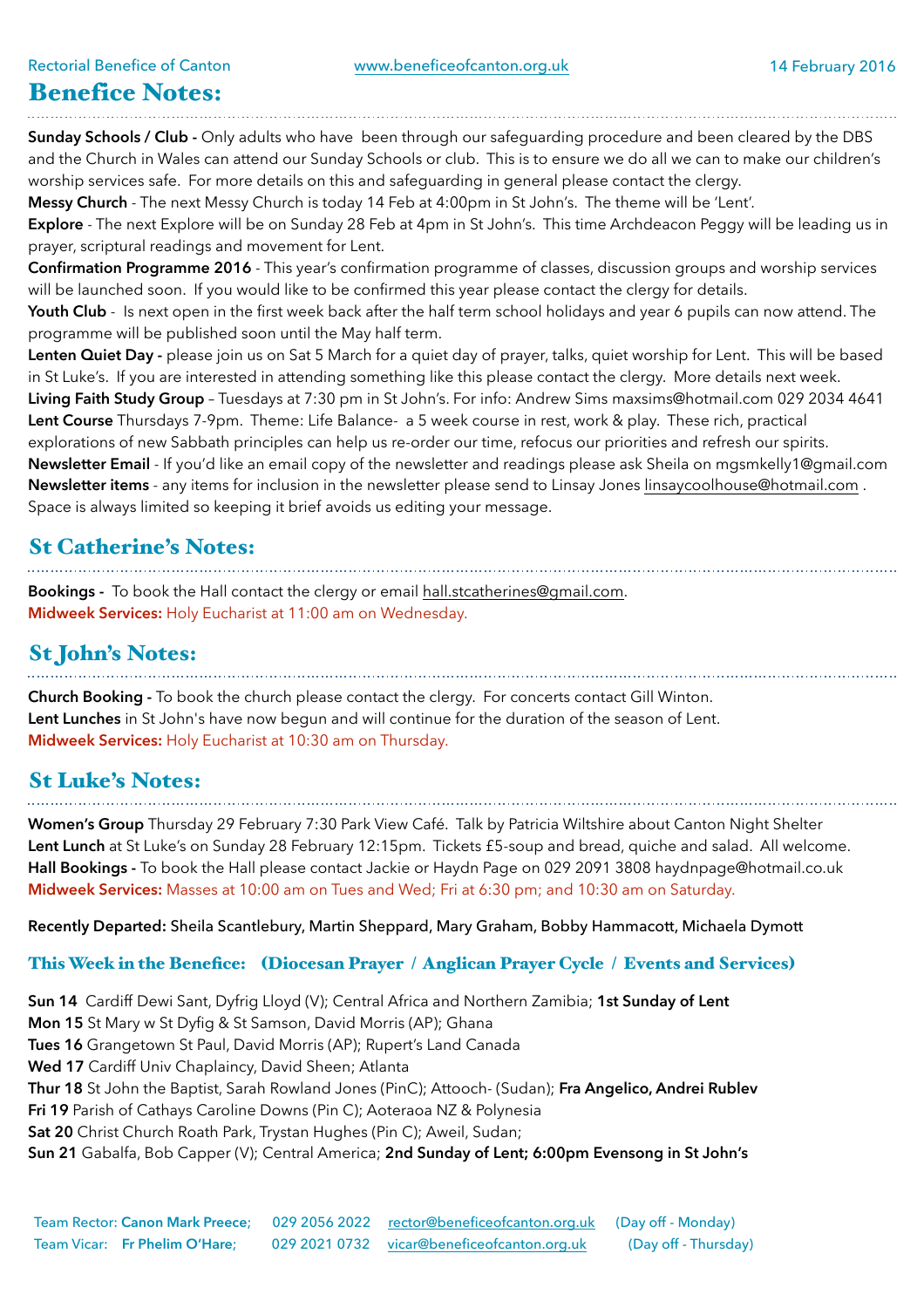Rectorial Benefice of Canton www.beneficeofcanton.org.uk 14 February 2016

# Benefice Notes:

**Sunday Schools / Club -** Only adults who have been through our safeguarding procedure and been cleared by the DBS and the Church in Wales can attend our Sunday Schools or club. This is to ensure we do all we can to make our children's worship services safe. For more details on this and safeguarding in general please contact the clergy.

**Messy Church** - The next Messy Church is today 14 Feb at 4:00pm in St John's. The theme will be 'Lent'.

**Explore** - The next Explore will be on Sunday 28 Feb at 4pm in St John's. This time Archdeacon Peggy will be leading us in prayer, scriptural readings and movement for Lent.

**Confirmation Programme 2016** - This year's confirmation programme of classes, discussion groups and worship services will be launched soon. If you would like to be confirmed this year please contact the clergy for details.

**Youth Club** - Is next open in the first week back after the half term school holidays and year 6 pupils can now attend. The programme will be published soon until the May half term.

**Lenten Quiet Day -** please join us on Sat 5 March for a quiet day of prayer, talks, quiet worship for Lent. This will be based in St Luke's. If you are interested in attending something like this please contact the clergy. More details next week.

**Living Faith Study Group** – Tuesdays at 7:30 pm in St John's. For info: Andrew Sims maxsims@hotmail.com 029 2034 4641

**Lent Course** Thursdays 7-9pm. Theme: Life Balance- a 5 week course in rest, work & play. These rich, practical explorations of new Sabbath principles can help us re-order our time, refocus our priorities and refresh our spirits.

**Newsletter Email** - If you'd like an email copy of the newsletter and readings please ask Sheila on mgsmkelly1@gmail.com

**Newsletter items** - any items for inclusion in the newsletter please send to Linsay Jones linsaycoolhouse@hotmail.com . Space is always limited so keeping it brief avoids us editing your message.

## St Catherine's Notes:

**Bookings -** To book the Hall contact the clergy or email hall.stcatherines@gmail.com.

**Midweek Services:** Holy Eucharist at 11:00 am on Wednesday.

## St John's Notes:

**Church Booking -** To book the church please contact the clergy. For concerts contact Gill Winton.

**Lent Lunches** in St John's have now begun and will continue for the duration of the season of Lent.

**Midweek Services:** Holy Eucharist at 10:30 am on Thursday.

## St Luke's Notes:

**Women's Group** Thursday 29 February 7:30 Park View Café. Talk by Patricia Wiltshire about Canton Night Shelter

**Lent Lunch** at St Luke's on Sunday 28 February 12:15pm. Tickets £5-soup and bread, quiche and salad. All welcome.

**Hall Bookings -** To book the Hall please contact Jackie or Haydn Page on 029 2091 3808 haydnpage@hotmail.co.uk

**Midweek Services:** Masses at 10:00 am on Tues and Wed; Fri at 6:30 pm; and 10:30 am on Saturday.

**Recently Departed:** Sheila Scantlebury, Martin Sheppard, Mary Graham, Bobby Hammacott, Michaela Dymott

### This Week in the Benefice: (Diocesan Prayer / Anglican Prayer Cycle / Events and Services)

**Sun 14** Cardiff Dewi Sant, Dyfrig Lloyd (V); Central Africa and Northern Zamibia; **1st Sunday of Lent**

**Mon 15** St Mary w St Dyfig & St Samson, David Morris (AP); Ghana

**Tues 16** Grangetown St Paul, David Morris (AP); Rupert's Land Canada

**Wed 17** Cardiff Univ Chaplaincy, David Sheen; Atlanta

**Thur 18** St John the Baptist, Sarah Rowland Jones (PinC); Attooch- (Sudan); **Fra Angelico, Andrei Rublev**

**Fri 19** Parish of Cathays Caroline Downs (Pin C); Aoteraoa NZ & Polynesia

**Sat 20** Christ Church Roath Park, Trystan Hughes (Pin C); Aweil, Sudan;

**Sun 21** Gabalfa, Bob Capper (V); Central America; **2nd Sunday of Lent; 6:00pm Evensong in St John's**

Team Rector: **Canon Mark Preece;** 029 2056 2022 rector@beneficeofcanton.org.uk (Day off - Monday)
Team Vicar: **Fr Phelim O'Hare;** 029 2021 0732 vicar@beneficeofcanton.org.uk (Day off - Thursday)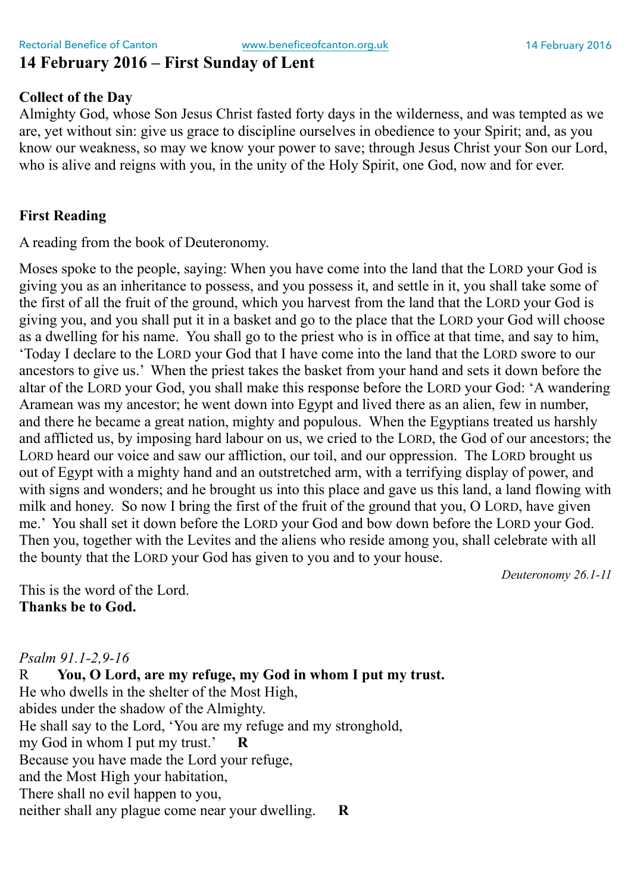# 14 February 2016 – First Sunday of Lent

**Collect of the Day**

Almighty God, whose Son Jesus Christ fasted forty days in the wilderness, and was tempted as we are, yet without sin: give us grace to discipline ourselves in obedience to your Spirit; and, as you know our weakness, so may we know your power to save; through Jesus Christ your Son our Lord, who is alive and reigns with you, in the unity of the Holy Spirit, one God, now and for ever.

**First Reading**

A reading from the book of Deuteronomy.

Moses spoke to the people, saying: When you have come into the land that the LORD your God is giving you as an inheritance to possess, and you possess it, and settle in it, you shall take some of the first of all the fruit of the ground, which you harvest from the land that the LORD your God is giving you, and you shall put it in a basket and go to the place that the LORD your God will choose as a dwelling for his name. You shall go to the priest who is in office at that time, and say to him, 'Today I declare to the LORD your God that I have come into the land that the LORD swore to our ancestors to give us.' When the priest takes the basket from your hand and sets it down before the altar of the LORD your God, you shall make this response before the LORD your God: 'A wandering Aramean was my ancestor; he went down into Egypt and lived there as an alien, few in number, and there he became a great nation, mighty and populous. When the Egyptians treated us harshly and afflicted us, by imposing hard labour on us, we cried to the LORD, the God of our ancestors; the LORD heard our voice and saw our affliction, our toil, and our oppression. The LORD brought us out of Egypt with a mighty hand and an outstretched arm, with a terrifying display of power, and with signs and wonders; and he brought us into this place and gave us this land, a land flowing with milk and honey. So now I bring the first of the fruit of the ground that you, O LORD, have given me.' You shall set it down before the LORD your God and bow down before the LORD your God. Then you, together with the Levites and the aliens who reside among you, shall celebrate with all the bounty that the LORD your God has given to you and to your house.

*Deuteronomy 26.1-11*

This is the word of the Lord.
**Thanks be to God.**

*Psalm 91.1-2,9-16*

R **You, O Lord, are my refuge, my God in whom I put my trust.**

He who dwells in the shelter of the Most High,
abides under the shadow of the Almighty.
He shall say to the Lord, 'You are my refuge and my stronghold,
my God in whom I put my trust.' **R**

Because you have made the Lord your refuge,
and the Most High your habitation,
There shall no evil happen to you,
neither shall any plague come near your dwelling. **R**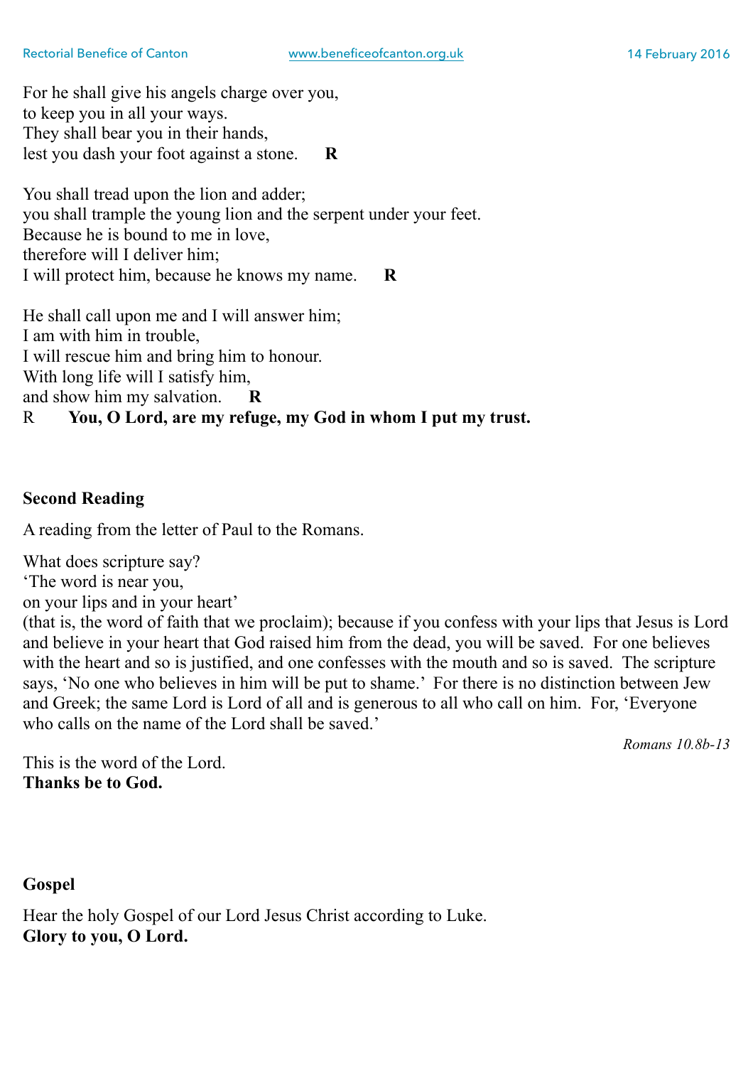For he shall give his angels charge over you,  
to keep you in all your ways.  
They shall bear you in their hands,  
lest you dash your foot against a stone. **R**

You shall tread upon the lion and adder;  
you shall trample the young lion and the serpent under your feet.  
Because he is bound to me in love,  
therefore will I deliver him;  
I will protect him, because he knows my name. **R**

He shall call upon me and I will answer him;  
I am with him in trouble,  
I will rescue him and bring him to honour.  
With long life will I satisfy him,  
and show him my salvation. **R**  
R **You, O Lord, are my refuge, my God in whom I put my trust.**

**Second Reading**

A reading from the letter of Paul to the Romans.

What does scripture say?  
'The word is near you,  
on your lips and in your heart'  
(that is, the word of faith that we proclaim); because if you confess with your lips that Jesus is Lord and believe in your heart that God raised him from the dead, you will be saved. For one believes with the heart and so is justified, and one confesses with the mouth and so is saved. The scripture says, 'No one who believes in him will be put to shame.' For there is no distinction between Jew and Greek; the same Lord is Lord of all and is generous to all who call on him. For, 'Everyone who calls on the name of the Lord shall be saved.'

*Romans 10.8b-13*

This is the word of the Lord.  
**Thanks be to God.**

**Gospel**

Hear the holy Gospel of our Lord Jesus Christ according to Luke.  
**Glory to you, O Lord.**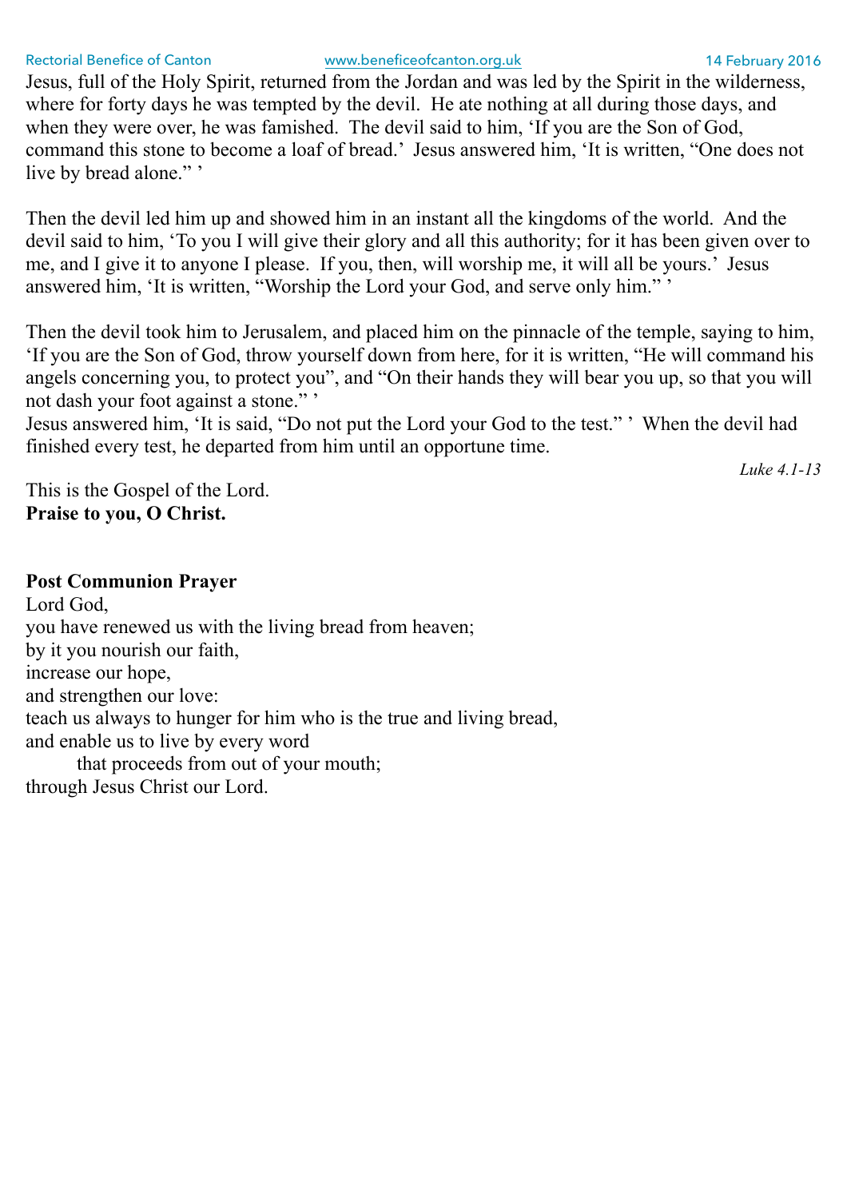Jesus, full of the Holy Spirit, returned from the Jordan and was led by the Spirit in the wilderness, where for forty days he was tempted by the devil. He ate nothing at all during those days, and when they were over, he was famished. The devil said to him, 'If you are the Son of God, command this stone to become a loaf of bread.' Jesus answered him, 'It is written, "One does not live by bread alone." '

Then the devil led him up and showed him in an instant all the kingdoms of the world. And the devil said to him, 'To you I will give their glory and all this authority; for it has been given over to me, and I give it to anyone I please. If you, then, will worship me, it will all be yours.' Jesus answered him, 'It is written, "Worship the Lord your God, and serve only him." '

Then the devil took him to Jerusalem, and placed him on the pinnacle of the temple, saying to him, 'If you are the Son of God, throw yourself down from here, for it is written, "He will command his angels concerning you, to protect you", and "On their hands they will bear you up, so that you will not dash your foot against a stone." '
Jesus answered him, 'It is said, "Do not put the Lord your God to the test." ' When the devil had finished every test, he departed from him until an opportune time.

*Luke 4.1-13*

This is the Gospel of the Lord.
**Praise to you, O Christ.**

**Post Communion Prayer**

Lord God,
you have renewed us with the living bread from heaven;
by it you nourish our faith,
increase our hope,
and strengthen our love:
teach us always to hunger for him who is the true and living bread,
and enable us to live by every word
that proceeds from out of your mouth;
through Jesus Christ our Lord.